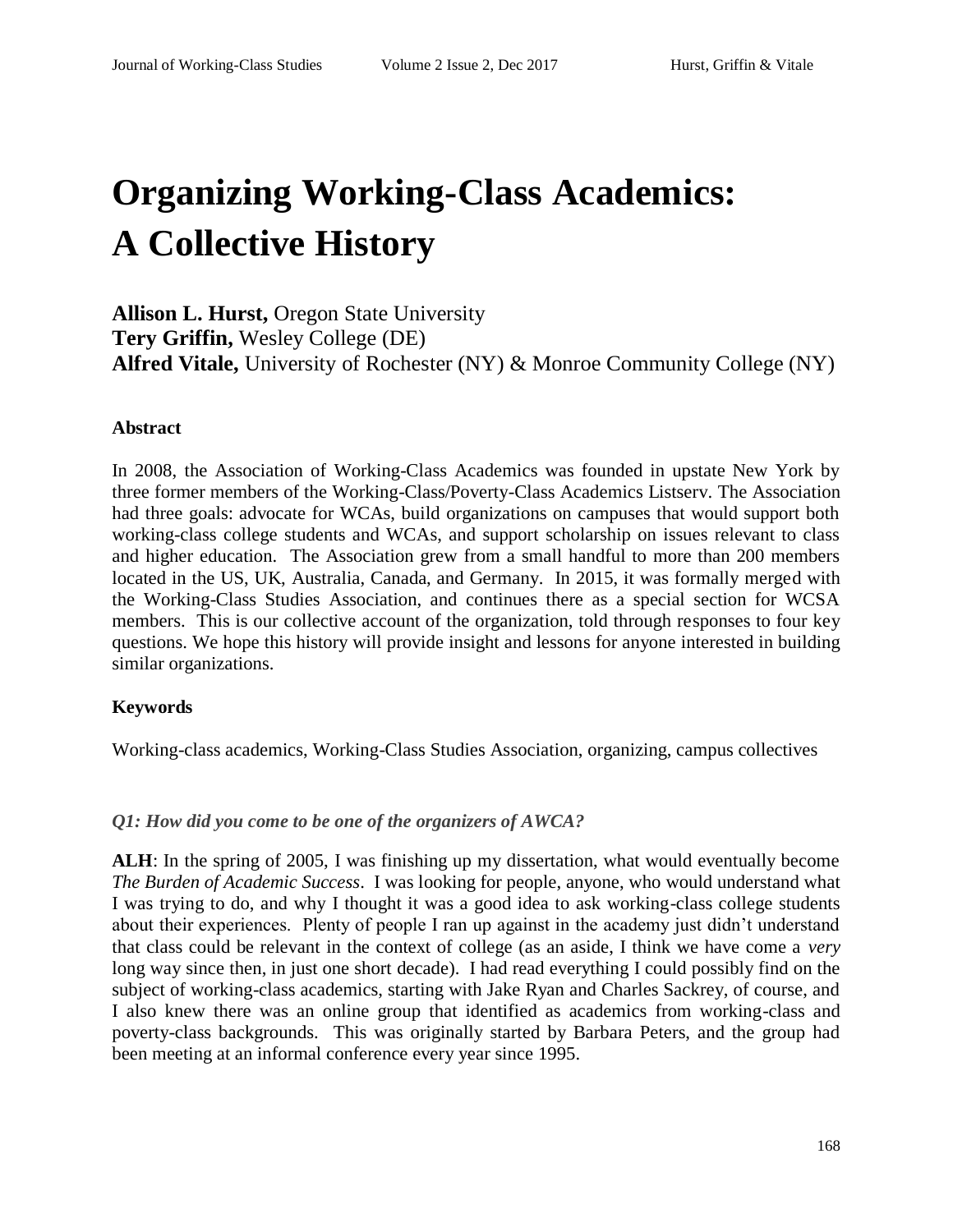# Organizing Working-Class Academics: A Collective History

**Allison L. Hurst,** Oregon State University
**Tery Griffin,** Wesley College (DE)
**Alfred Vitale,** University of Rochester (NY) & Monroe Community College (NY)

### Abstract

In 2008, the Association of Working-Class Academics was founded in upstate New York by three former members of the Working-Class/Poverty-Class Academics Listserv. The Association had three goals: advocate for WCAs, build organizations on campuses that would support both working-class college students and WCAs, and support scholarship on issues relevant to class and higher education. The Association grew from a small handful to more than 200 members located in the US, UK, Australia, Canada, and Germany. In 2015, it was formally merged with the Working-Class Studies Association, and continues there as a special section for WCSA members. This is our collective account of the organization, told through responses to four key questions. We hope this history will provide insight and lessons for anyone interested in building similar organizations.

### Keywords

Working-class academics, Working-Class Studies Association, organizing, campus collectives

***Q1: How did you come to be one of the organizers of AWCA?***

**ALH**: In the spring of 2005, I was finishing up my dissertation, what would eventually become *The Burden of Academic Success*. I was looking for people, anyone, who would understand what I was trying to do, and why I thought it was a good idea to ask working-class college students about their experiences. Plenty of people I ran up against in the academy just didn't understand that class could be relevant in the context of college (as an aside, I think we have come a *very* long way since then, in just one short decade). I had read everything I could possibly find on the subject of working-class academics, starting with Jake Ryan and Charles Sackrey, of course, and I also knew there was an online group that identified as academics from working-class and poverty-class backgrounds. This was originally started by Barbara Peters, and the group had been meeting at an informal conference every year since 1995.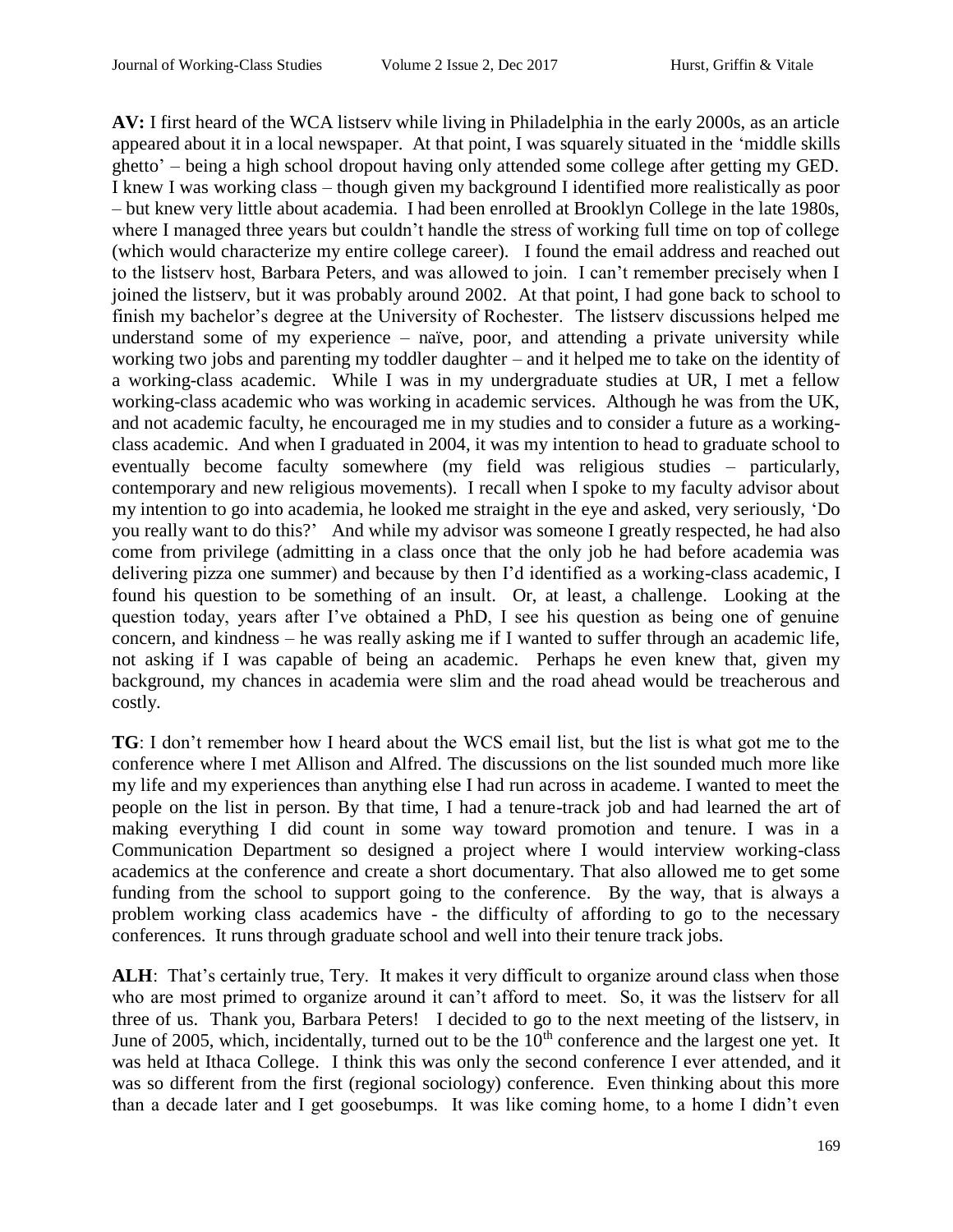**AV:** I first heard of the WCA listserv while living in Philadelphia in the early 2000s, as an article appeared about it in a local newspaper. At that point, I was squarely situated in the 'middle skills ghetto' – being a high school dropout having only attended some college after getting my GED. I knew I was working class – though given my background I identified more realistically as poor – but knew very little about academia. I had been enrolled at Brooklyn College in the late 1980s, where I managed three years but couldn't handle the stress of working full time on top of college (which would characterize my entire college career). I found the email address and reached out to the listserv host, Barbara Peters, and was allowed to join. I can't remember precisely when I joined the listserv, but it was probably around 2002. At that point, I had gone back to school to finish my bachelor's degree at the University of Rochester. The listserv discussions helped me understand some of my experience – naïve, poor, and attending a private university while working two jobs and parenting my toddler daughter – and it helped me to take on the identity of a working-class academic. While I was in my undergraduate studies at UR, I met a fellow working-class academic who was working in academic services. Although he was from the UK, and not academic faculty, he encouraged me in my studies and to consider a future as a working-class academic. And when I graduated in 2004, it was my intention to head to graduate school to eventually become faculty somewhere (my field was religious studies – particularly, contemporary and new religious movements). I recall when I spoke to my faculty advisor about my intention to go into academia, he looked me straight in the eye and asked, very seriously, 'Do you really want to do this?' And while my advisor was someone I greatly respected, he had also come from privilege (admitting in a class once that the only job he had before academia was delivering pizza one summer) and because by then I'd identified as a working-class academic, I found his question to be something of an insult. Or, at least, a challenge. Looking at the question today, years after I've obtained a PhD, I see his question as being one of genuine concern, and kindness – he was really asking me if I wanted to suffer through an academic life, not asking if I was capable of being an academic. Perhaps he even knew that, given my background, my chances in academia were slim and the road ahead would be treacherous and costly.

**TG**: I don't remember how I heard about the WCS email list, but the list is what got me to the conference where I met Allison and Alfred. The discussions on the list sounded much more like my life and my experiences than anything else I had run across in academe. I wanted to meet the people on the list in person. By that time, I had a tenure-track job and had learned the art of making everything I did count in some way toward promotion and tenure. I was in a Communication Department so designed a project where I would interview working-class academics at the conference and create a short documentary. That also allowed me to get some funding from the school to support going to the conference. By the way, that is always a problem working class academics have - the difficulty of affording to go to the necessary conferences. It runs through graduate school and well into their tenure track jobs.

**ALH**: That's certainly true, Tery. It makes it very difficult to organize around class when those who are most primed to organize around it can't afford to meet. So, it was the listserv for all three of us. Thank you, Barbara Peters! I decided to go to the next meeting of the listserv, in June of 2005, which, incidentally, turned out to be the 10th conference and the largest one yet. It was held at Ithaca College. I think this was only the second conference I ever attended, and it was so different from the first (regional sociology) conference. Even thinking about this more than a decade later and I get goosebumps. It was like coming home, to a home I didn't even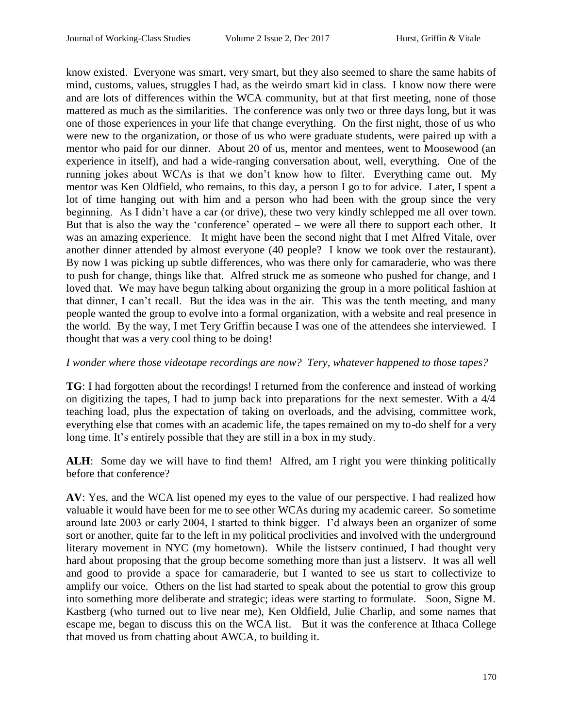know existed. Everyone was smart, very smart, but they also seemed to share the same habits of mind, customs, values, struggles I had, as the weirdo smart kid in class. I know now there were and are lots of differences within the WCA community, but at that first meeting, none of those mattered as much as the similarities. The conference was only two or three days long, but it was one of those experiences in your life that change everything. On the first night, those of us who were new to the organization, or those of us who were graduate students, were paired up with a mentor who paid for our dinner. About 20 of us, mentor and mentees, went to Moosewood (an experience in itself), and had a wide-ranging conversation about, well, everything. One of the running jokes about WCAs is that we don't know how to filter. Everything came out. My mentor was Ken Oldfield, who remains, to this day, a person I go to for advice. Later, I spent a lot of time hanging out with him and a person who had been with the group since the very beginning. As I didn't have a car (or drive), these two very kindly schlepped me all over town. But that is also the way the 'conference' operated – we were all there to support each other. It was an amazing experience. It might have been the second night that I met Alfred Vitale, over another dinner attended by almost everyone (40 people? I know we took over the restaurant). By now I was picking up subtle differences, who was there only for camaraderie, who was there to push for change, things like that. Alfred struck me as someone who pushed for change, and I loved that. We may have begun talking about organizing the group in a more political fashion at that dinner, I can't recall. But the idea was in the air. This was the tenth meeting, and many people wanted the group to evolve into a formal organization, with a website and real presence in the world. By the way, I met Tery Griffin because I was one of the attendees she interviewed. I thought that was a very cool thing to be doing!

*I wonder where those videotape recordings are now? Tery, whatever happened to those tapes?*

**TG**: I had forgotten about the recordings! I returned from the conference and instead of working on digitizing the tapes, I had to jump back into preparations for the next semester. With a 4/4 teaching load, plus the expectation of taking on overloads, and the advising, committee work, everything else that comes with an academic life, the tapes remained on my to-do shelf for a very long time. It's entirely possible that they are still in a box in my study.

**ALH**: Some day we will have to find them! Alfred, am I right you were thinking politically before that conference?

**AV**: Yes, and the WCA list opened my eyes to the value of our perspective. I had realized how valuable it would have been for me to see other WCAs during my academic career. So sometime around late 2003 or early 2004, I started to think bigger. I'd always been an organizer of some sort or another, quite far to the left in my political proclivities and involved with the underground literary movement in NYC (my hometown). While the listserv continued, I had thought very hard about proposing that the group become something more than just a listserv. It was all well and good to provide a space for camaraderie, but I wanted to see us start to collectivize to amplify our voice. Others on the list had started to speak about the potential to grow this group into something more deliberate and strategic; ideas were starting to formulate. Soon, Signe M. Kastberg (who turned out to live near me), Ken Oldfield, Julie Charlip, and some names that escape me, began to discuss this on the WCA list. But it was the conference at Ithaca College that moved us from chatting about AWCA, to building it.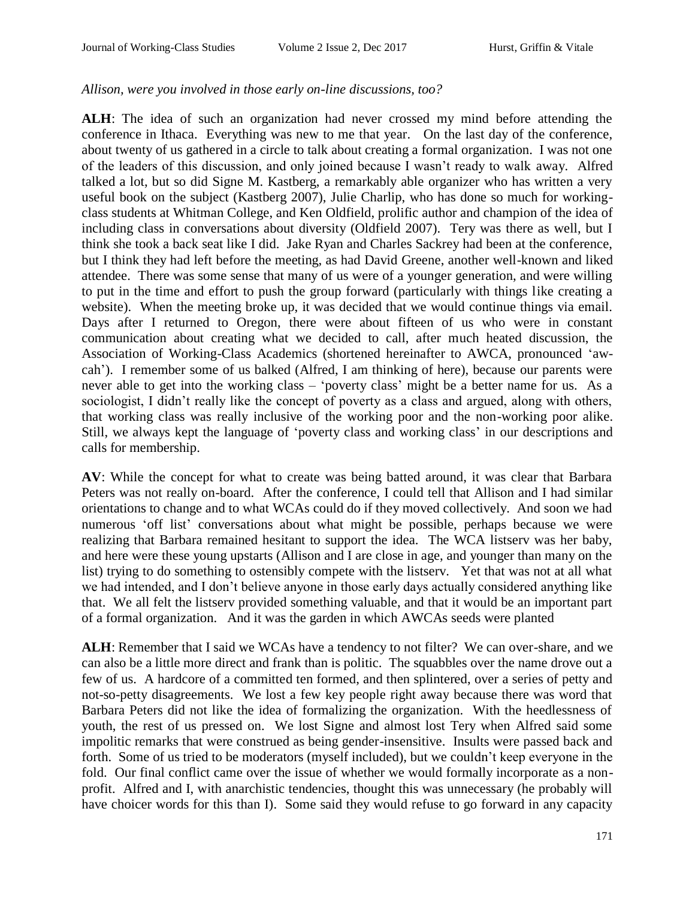*Allison, were you involved in those early on-line discussions, too?*

**ALH**: The idea of such an organization had never crossed my mind before attending the conference in Ithaca. Everything was new to me that year. On the last day of the conference, about twenty of us gathered in a circle to talk about creating a formal organization. I was not one of the leaders of this discussion, and only joined because I wasn't ready to walk away. Alfred talked a lot, but so did Signe M. Kastberg, a remarkably able organizer who has written a very useful book on the subject (Kastberg 2007), Julie Charlip, who has done so much for working-class students at Whitman College, and Ken Oldfield, prolific author and champion of the idea of including class in conversations about diversity (Oldfield 2007). Tery was there as well, but I think she took a back seat like I did. Jake Ryan and Charles Sackrey had been at the conference, but I think they had left before the meeting, as had David Greene, another well-known and liked attendee. There was some sense that many of us were of a younger generation, and were willing to put in the time and effort to push the group forward (particularly with things like creating a website). When the meeting broke up, it was decided that we would continue things via email. Days after I returned to Oregon, there were about fifteen of us who were in constant communication about creating what we decided to call, after much heated discussion, the Association of Working-Class Academics (shortened hereinafter to AWCA, pronounced 'aw-cah'). I remember some of us balked (Alfred, I am thinking of here), because our parents were never able to get into the working class – 'poverty class' might be a better name for us. As a sociologist, I didn't really like the concept of poverty as a class and argued, along with others, that working class was really inclusive of the working poor and the non-working poor alike. Still, we always kept the language of 'poverty class and working class' in our descriptions and calls for membership.

**AV**: While the concept for what to create was being batted around, it was clear that Barbara Peters was not really on-board. After the conference, I could tell that Allison and I had similar orientations to change and to what WCAs could do if they moved collectively. And soon we had numerous 'off list' conversations about what might be possible, perhaps because we were realizing that Barbara remained hesitant to support the idea. The WCA listserv was her baby, and here were these young upstarts (Allison and I are close in age, and younger than many on the list) trying to do something to ostensibly compete with the listserv. Yet that was not at all what we had intended, and I don't believe anyone in those early days actually considered anything like that. We all felt the listserv provided something valuable, and that it would be an important part of a formal organization. And it was the garden in which AWCAs seeds were planted

**ALH**: Remember that I said we WCAs have a tendency to not filter? We can over-share, and we can also be a little more direct and frank than is politic. The squabbles over the name drove out a few of us. A hardcore of a committed ten formed, and then splintered, over a series of petty and not-so-petty disagreements. We lost a few key people right away because there was word that Barbara Peters did not like the idea of formalizing the organization. With the heedlessness of youth, the rest of us pressed on. We lost Signe and almost lost Tery when Alfred said some impolitic remarks that were construed as being gender-insensitive. Insults were passed back and forth. Some of us tried to be moderators (myself included), but we couldn't keep everyone in the fold. Our final conflict came over the issue of whether we would formally incorporate as a non-profit. Alfred and I, with anarchistic tendencies, thought this was unnecessary (he probably will have choicer words for this than I). Some said they would refuse to go forward in any capacity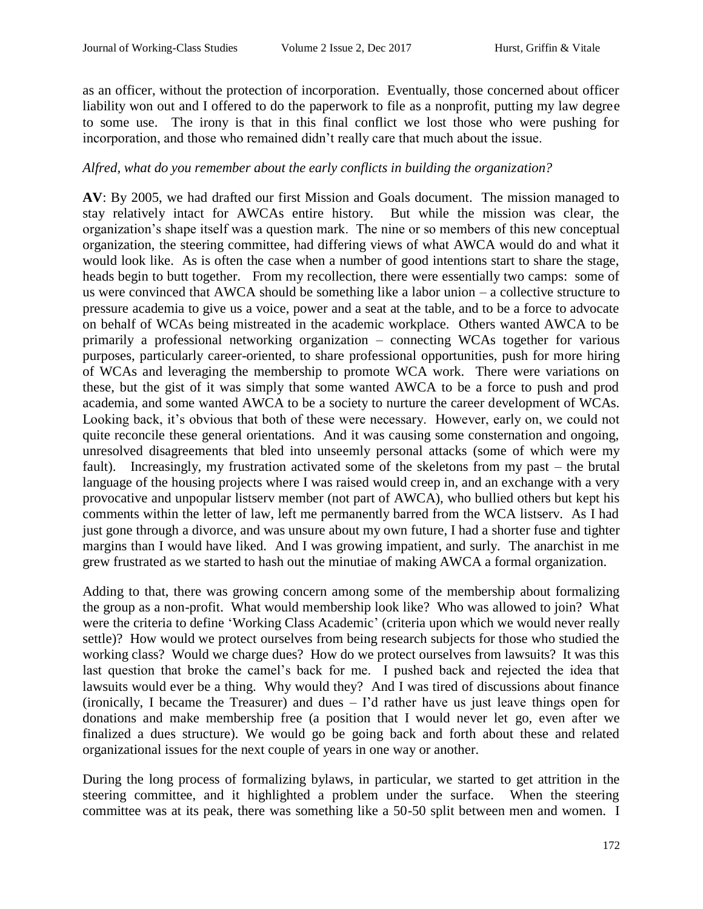as an officer, without the protection of incorporation. Eventually, those concerned about officer liability won out and I offered to do the paperwork to file as a nonprofit, putting my law degree to some use. The irony is that in this final conflict we lost those who were pushing for incorporation, and those who remained didn't really care that much about the issue.

*Alfred, what do you remember about the early conflicts in building the organization?*

**AV**: By 2005, we had drafted our first Mission and Goals document. The mission managed to stay relatively intact for AWCAs entire history. But while the mission was clear, the organization's shape itself was a question mark. The nine or so members of this new conceptual organization, the steering committee, had differing views of what AWCA would do and what it would look like. As is often the case when a number of good intentions start to share the stage, heads begin to butt together. From my recollection, there were essentially two camps: some of us were convinced that AWCA should be something like a labor union – a collective structure to pressure academia to give us a voice, power and a seat at the table, and to be a force to advocate on behalf of WCAs being mistreated in the academic workplace. Others wanted AWCA to be primarily a professional networking organization – connecting WCAs together for various purposes, particularly career-oriented, to share professional opportunities, push for more hiring of WCAs and leveraging the membership to promote WCA work. There were variations on these, but the gist of it was simply that some wanted AWCA to be a force to push and prod academia, and some wanted AWCA to be a society to nurture the career development of WCAs. Looking back, it's obvious that both of these were necessary. However, early on, we could not quite reconcile these general orientations. And it was causing some consternation and ongoing, unresolved disagreements that bled into unseemly personal attacks (some of which were my fault). Increasingly, my frustration activated some of the skeletons from my past – the brutal language of the housing projects where I was raised would creep in, and an exchange with a very provocative and unpopular listserv member (not part of AWCA), who bullied others but kept his comments within the letter of law, left me permanently barred from the WCA listserv. As I had just gone through a divorce, and was unsure about my own future, I had a shorter fuse and tighter margins than I would have liked. And I was growing impatient, and surly. The anarchist in me grew frustrated as we started to hash out the minutiae of making AWCA a formal organization.

Adding to that, there was growing concern among some of the membership about formalizing the group as a non-profit. What would membership look like? Who was allowed to join? What were the criteria to define 'Working Class Academic' (criteria upon which we would never really settle)? How would we protect ourselves from being research subjects for those who studied the working class? Would we charge dues? How do we protect ourselves from lawsuits? It was this last question that broke the camel's back for me. I pushed back and rejected the idea that lawsuits would ever be a thing. Why would they? And I was tired of discussions about finance (ironically, I became the Treasurer) and dues – I'd rather have us just leave things open for donations and make membership free (a position that I would never let go, even after we finalized a dues structure). We would go be going back and forth about these and related organizational issues for the next couple of years in one way or another.

During the long process of formalizing bylaws, in particular, we started to get attrition in the steering committee, and it highlighted a problem under the surface. When the steering committee was at its peak, there was something like a 50-50 split between men and women. I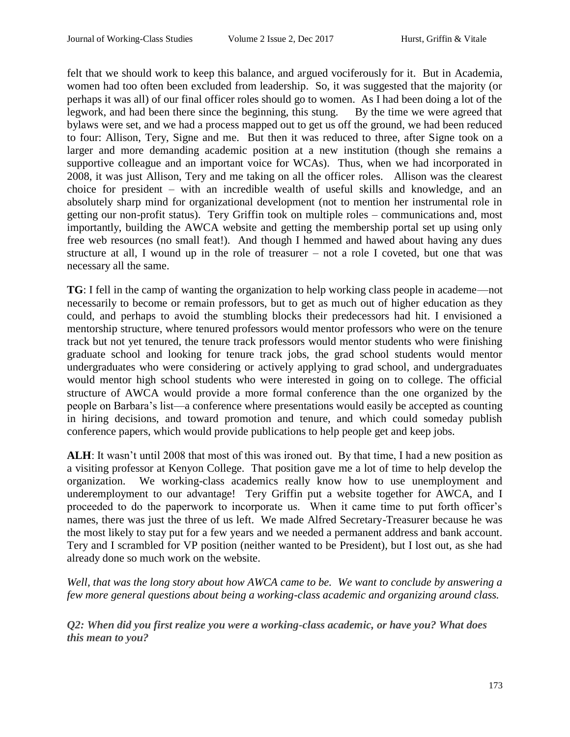felt that we should work to keep this balance, and argued vociferously for it. But in Academia, women had too often been excluded from leadership. So, it was suggested that the majority (or perhaps it was all) of our final officer roles should go to women. As I had been doing a lot of the legwork, and had been there since the beginning, this stung. By the time we were agreed that bylaws were set, and we had a process mapped out to get us off the ground, we had been reduced to four: Allison, Tery, Signe and me. But then it was reduced to three, after Signe took on a larger and more demanding academic position at a new institution (though she remains a supportive colleague and an important voice for WCAs). Thus, when we had incorporated in 2008, it was just Allison, Tery and me taking on all the officer roles. Allison was the clearest choice for president – with an incredible wealth of useful skills and knowledge, and an absolutely sharp mind for organizational development (not to mention her instrumental role in getting our non-profit status). Tery Griffin took on multiple roles – communications and, most importantly, building the AWCA website and getting the membership portal set up using only free web resources (no small feat!). And though I hemmed and hawed about having any dues structure at all, I wound up in the role of treasurer – not a role I coveted, but one that was necessary all the same.

**TG**: I fell in the camp of wanting the organization to help working class people in academe—not necessarily to become or remain professors, but to get as much out of higher education as they could, and perhaps to avoid the stumbling blocks their predecessors had hit. I envisioned a mentorship structure, where tenured professors would mentor professors who were on the tenure track but not yet tenured, the tenure track professors would mentor students who were finishing graduate school and looking for tenure track jobs, the grad school students would mentor undergraduates who were considering or actively applying to grad school, and undergraduates would mentor high school students who were interested in going on to college. The official structure of AWCA would provide a more formal conference than the one organized by the people on Barbara's list—a conference where presentations would easily be accepted as counting in hiring decisions, and toward promotion and tenure, and which could someday publish conference papers, which would provide publications to help people get and keep jobs.

**ALH**: It wasn't until 2008 that most of this was ironed out. By that time, I had a new position as a visiting professor at Kenyon College. That position gave me a lot of time to help develop the organization. We working-class academics really know how to use unemployment and underemployment to our advantage! Tery Griffin put a website together for AWCA, and I proceeded to do the paperwork to incorporate us. When it came time to put forth officer's names, there was just the three of us left. We made Alfred Secretary-Treasurer because he was the most likely to stay put for a few years and we needed a permanent address and bank account. Tery and I scrambled for VP position (neither wanted to be President), but I lost out, as she had already done so much work on the website.

*Well, that was the long story about how AWCA came to be. We want to conclude by answering a few more general questions about being a working-class academic and organizing around class.*

***Q2: When did you first realize you were a working-class academic, or have you? What does this mean to you?***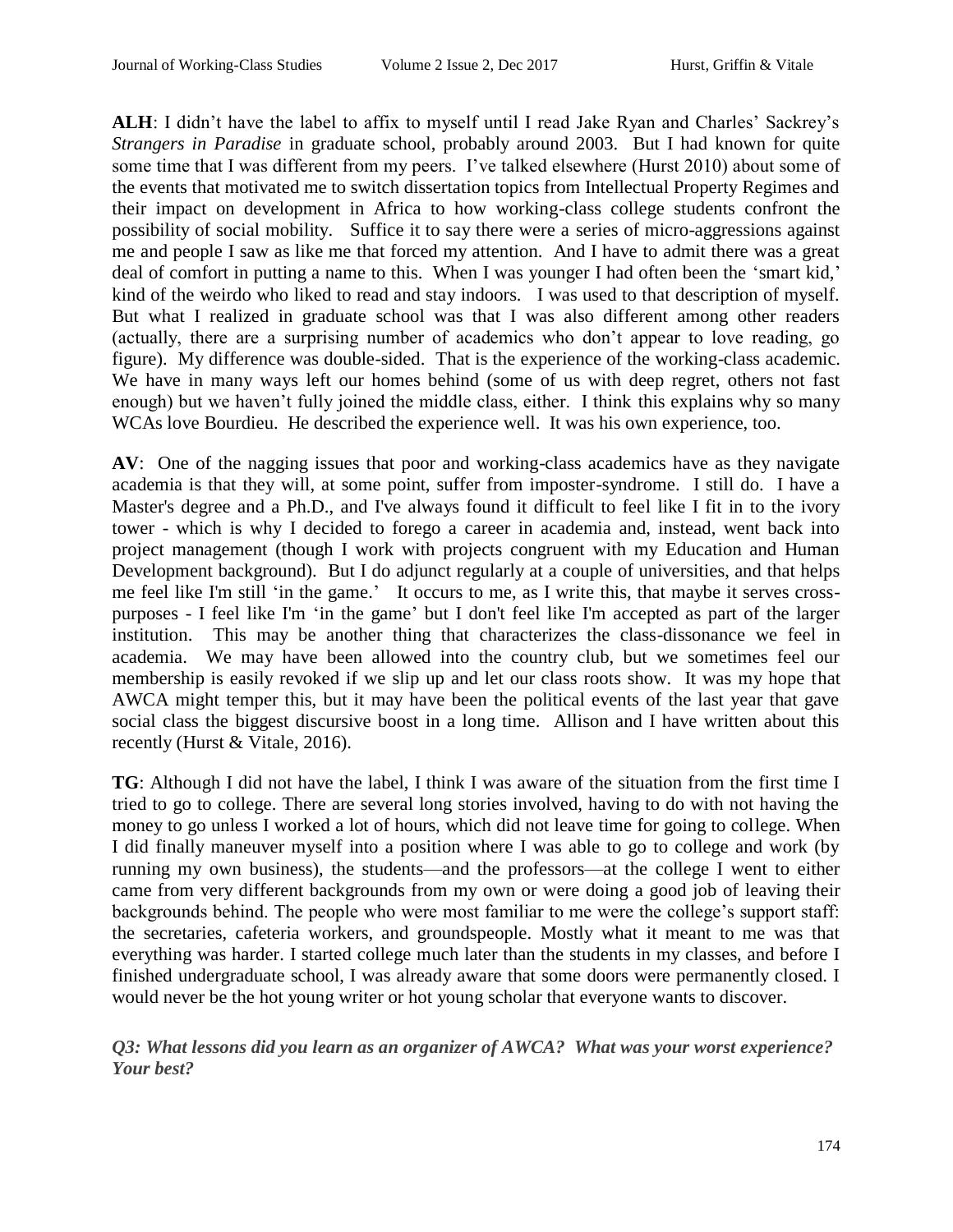**ALH**: I didn't have the label to affix to myself until I read Jake Ryan and Charles' Sackrey's *Strangers in Paradise* in graduate school, probably around 2003. But I had known for quite some time that I was different from my peers. I've talked elsewhere (Hurst 2010) about some of the events that motivated me to switch dissertation topics from Intellectual Property Regimes and their impact on development in Africa to how working-class college students confront the possibility of social mobility. Suffice it to say there were a series of micro-aggressions against me and people I saw as like me that forced my attention. And I have to admit there was a great deal of comfort in putting a name to this. When I was younger I had often been the 'smart kid,' kind of the weirdo who liked to read and stay indoors. I was used to that description of myself. But what I realized in graduate school was that I was also different among other readers (actually, there are a surprising number of academics who don't appear to love reading, go figure). My difference was double-sided. That is the experience of the working-class academic. We have in many ways left our homes behind (some of us with deep regret, others not fast enough) but we haven't fully joined the middle class, either. I think this explains why so many WCAs love Bourdieu. He described the experience well. It was his own experience, too.

**AV**: One of the nagging issues that poor and working-class academics have as they navigate academia is that they will, at some point, suffer from imposter-syndrome. I still do. I have a Master's degree and a Ph.D., and I've always found it difficult to feel like I fit in to the ivory tower - which is why I decided to forego a career in academia and, instead, went back into project management (though I work with projects congruent with my Education and Human Development background). But I do adjunct regularly at a couple of universities, and that helps me feel like I'm still 'in the game.' It occurs to me, as I write this, that maybe it serves cross-purposes - I feel like I'm 'in the game' but I don't feel like I'm accepted as part of the larger institution. This may be another thing that characterizes the class-dissonance we feel in academia. We may have been allowed into the country club, but we sometimes feel our membership is easily revoked if we slip up and let our class roots show. It was my hope that AWCA might temper this, but it may have been the political events of the last year that gave social class the biggest discursive boost in a long time. Allison and I have written about this recently (Hurst & Vitale, 2016).

**TG**: Although I did not have the label, I think I was aware of the situation from the first time I tried to go to college. There are several long stories involved, having to do with not having the money to go unless I worked a lot of hours, which did not leave time for going to college. When I did finally maneuver myself into a position where I was able to go to college and work (by running my own business), the students—and the professors—at the college I went to either came from very different backgrounds from my own or were doing a good job of leaving their backgrounds behind. The people who were most familiar to me were the college's support staff: the secretaries, cafeteria workers, and groundspeople. Mostly what it meant to me was that everything was harder. I started college much later than the students in my classes, and before I finished undergraduate school, I was already aware that some doors were permanently closed. I would never be the hot young writer or hot young scholar that everyone wants to discover.

***Q3: What lessons did you learn as an organizer of AWCA? What was your worst experience? Your best?***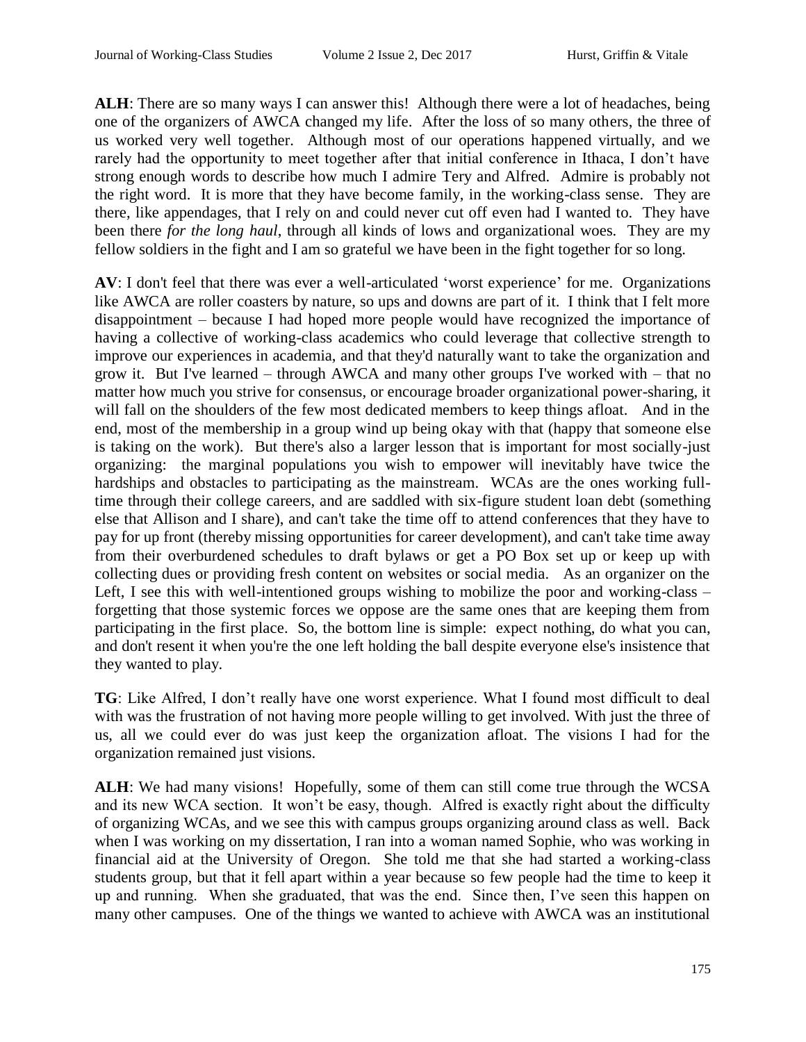**ALH**: There are so many ways I can answer this! Although there were a lot of headaches, being one of the organizers of AWCA changed my life. After the loss of so many others, the three of us worked very well together. Although most of our operations happened virtually, and we rarely had the opportunity to meet together after that initial conference in Ithaca, I don't have strong enough words to describe how much I admire Tery and Alfred. Admire is probably not the right word. It is more that they have become family, in the working-class sense. They are there, like appendages, that I rely on and could never cut off even had I wanted to. They have been there *for the long haul*, through all kinds of lows and organizational woes. They are my fellow soldiers in the fight and I am so grateful we have been in the fight together for so long.

**AV**: I don't feel that there was ever a well-articulated 'worst experience' for me. Organizations like AWCA are roller coasters by nature, so ups and downs are part of it. I think that I felt more disappointment – because I had hoped more people would have recognized the importance of having a collective of working-class academics who could leverage that collective strength to improve our experiences in academia, and that they'd naturally want to take the organization and grow it. But I've learned – through AWCA and many other groups I've worked with – that no matter how much you strive for consensus, or encourage broader organizational power-sharing, it will fall on the shoulders of the few most dedicated members to keep things afloat. And in the end, most of the membership in a group wind up being okay with that (happy that someone else is taking on the work). But there's also a larger lesson that is important for most socially-just organizing: the marginal populations you wish to empower will inevitably have twice the hardships and obstacles to participating as the mainstream. WCAs are the ones working full-time through their college careers, and are saddled with six-figure student loan debt (something else that Allison and I share), and can't take the time off to attend conferences that they have to pay for up front (thereby missing opportunities for career development), and can't take time away from their overburdened schedules to draft bylaws or get a PO Box set up or keep up with collecting dues or providing fresh content on websites or social media. As an organizer on the Left, I see this with well-intentioned groups wishing to mobilize the poor and working-class – forgetting that those systemic forces we oppose are the same ones that are keeping them from participating in the first place. So, the bottom line is simple: expect nothing, do what you can, and don't resent it when you're the one left holding the ball despite everyone else's insistence that they wanted to play.

**TG**: Like Alfred, I don't really have one worst experience. What I found most difficult to deal with was the frustration of not having more people willing to get involved. With just the three of us, all we could ever do was just keep the organization afloat. The visions I had for the organization remained just visions.

**ALH**: We had many visions! Hopefully, some of them can still come true through the WCSA and its new WCA section. It won't be easy, though. Alfred is exactly right about the difficulty of organizing WCAs, and we see this with campus groups organizing around class as well. Back when I was working on my dissertation, I ran into a woman named Sophie, who was working in financial aid at the University of Oregon. She told me that she had started a working-class students group, but that it fell apart within a year because so few people had the time to keep it up and running. When she graduated, that was the end. Since then, I've seen this happen on many other campuses. One of the things we wanted to achieve with AWCA was an institutional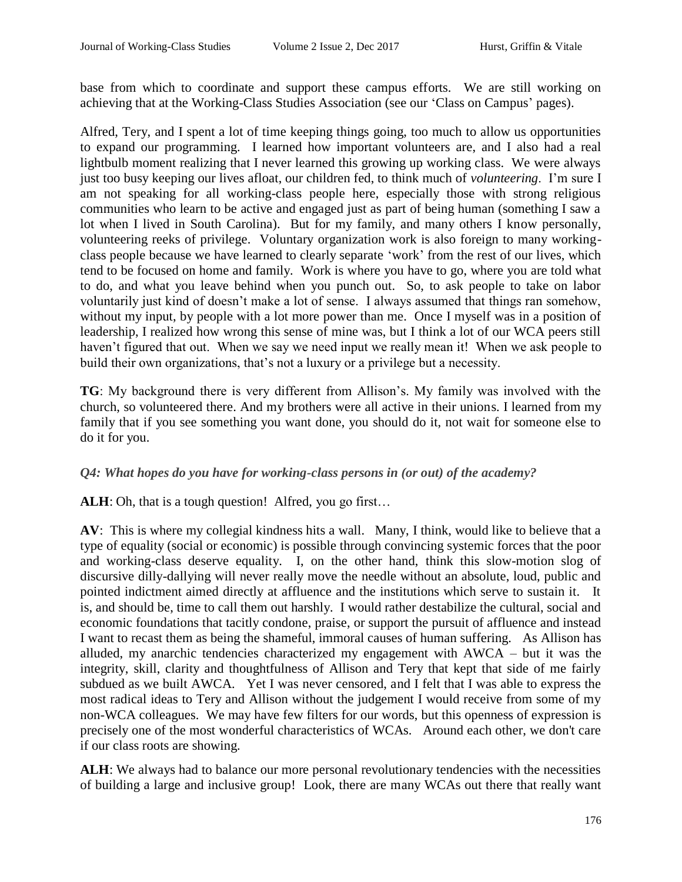base from which to coordinate and support these campus efforts. We are still working on achieving that at the Working-Class Studies Association (see our 'Class on Campus' pages).

Alfred, Tery, and I spent a lot of time keeping things going, too much to allow us opportunities to expand our programming. I learned how important volunteers are, and I also had a real lightbulb moment realizing that I never learned this growing up working class. We were always just too busy keeping our lives afloat, our children fed, to think much of *volunteering*. I'm sure I am not speaking for all working-class people here, especially those with strong religious communities who learn to be active and engaged just as part of being human (something I saw a lot when I lived in South Carolina). But for my family, and many others I know personally, volunteering reeks of privilege. Voluntary organization work is also foreign to many working-class people because we have learned to clearly separate 'work' from the rest of our lives, which tend to be focused on home and family. Work is where you have to go, where you are told what to do, and what you leave behind when you punch out. So, to ask people to take on labor voluntarily just kind of doesn't make a lot of sense. I always assumed that things ran somehow, without my input, by people with a lot more power than me. Once I myself was in a position of leadership, I realized how wrong this sense of mine was, but I think a lot of our WCA peers still haven't figured that out. When we say we need input we really mean it! When we ask people to build their own organizations, that's not a luxury or a privilege but a necessity.

**TG**: My background there is very different from Allison's. My family was involved with the church, so volunteered there. And my brothers were all active in their unions. I learned from my family that if you see something you want done, you should do it, not wait for someone else to do it for you.

*Q4: What hopes do you have for working-class persons in (or out) of the academy?*

**ALH**: Oh, that is a tough question! Alfred, you go first…

**AV**: This is where my collegial kindness hits a wall. Many, I think, would like to believe that a type of equality (social or economic) is possible through convincing systemic forces that the poor and working-class deserve equality. I, on the other hand, think this slow-motion slog of discursive dilly-dallying will never really move the needle without an absolute, loud, public and pointed indictment aimed directly at affluence and the institutions which serve to sustain it. It is, and should be, time to call them out harshly. I would rather destabilize the cultural, social and economic foundations that tacitly condone, praise, or support the pursuit of affluence and instead I want to recast them as being the shameful, immoral causes of human suffering. As Allison has alluded, my anarchic tendencies characterized my engagement with AWCA – but it was the integrity, skill, clarity and thoughtfulness of Allison and Tery that kept that side of me fairly subdued as we built AWCA. Yet I was never censored, and I felt that I was able to express the most radical ideas to Tery and Allison without the judgement I would receive from some of my non-WCA colleagues. We may have few filters for our words, but this openness of expression is precisely one of the most wonderful characteristics of WCAs. Around each other, we don't care if our class roots are showing.

**ALH**: We always had to balance our more personal revolutionary tendencies with the necessities of building a large and inclusive group! Look, there are many WCAs out there that really want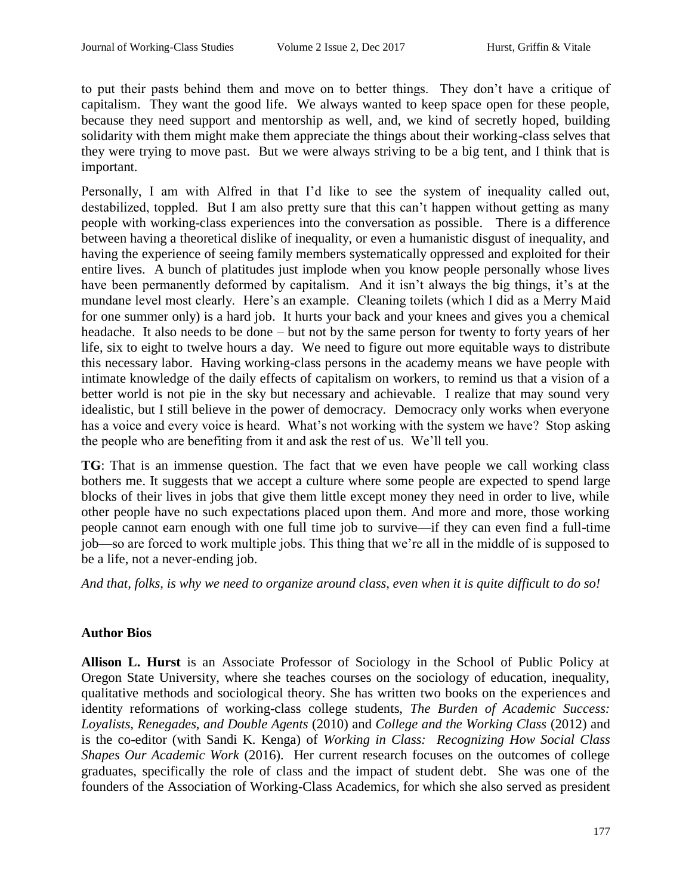to put their pasts behind them and move on to better things. They don't have a critique of capitalism. They want the good life. We always wanted to keep space open for these people, because they need support and mentorship as well, and, we kind of secretly hoped, building solidarity with them might make them appreciate the things about their working-class selves that they were trying to move past. But we were always striving to be a big tent, and I think that is important.

Personally, I am with Alfred in that I'd like to see the system of inequality called out, destabilized, toppled. But I am also pretty sure that this can't happen without getting as many people with working-class experiences into the conversation as possible. There is a difference between having a theoretical dislike of inequality, or even a humanistic disgust of inequality, and having the experience of seeing family members systematically oppressed and exploited for their entire lives. A bunch of platitudes just implode when you know people personally whose lives have been permanently deformed by capitalism. And it isn't always the big things, it's at the mundane level most clearly. Here's an example. Cleaning toilets (which I did as a Merry Maid for one summer only) is a hard job. It hurts your back and your knees and gives you a chemical headache. It also needs to be done – but not by the same person for twenty to forty years of her life, six to eight to twelve hours a day. We need to figure out more equitable ways to distribute this necessary labor. Having working-class persons in the academy means we have people with intimate knowledge of the daily effects of capitalism on workers, to remind us that a vision of a better world is not pie in the sky but necessary and achievable. I realize that may sound very idealistic, but I still believe in the power of democracy. Democracy only works when everyone has a voice and every voice is heard. What's not working with the system we have? Stop asking the people who are benefiting from it and ask the rest of us. We'll tell you.

**TG**: That is an immense question. The fact that we even have people we call working class bothers me. It suggests that we accept a culture where some people are expected to spend large blocks of their lives in jobs that give them little except money they need in order to live, while other people have no such expectations placed upon them. And more and more, those working people cannot earn enough with one full time job to survive—if they can even find a full-time job—so are forced to work multiple jobs. This thing that we're all in the middle of is supposed to be a life, not a never-ending job.

*And that, folks, is why we need to organize around class, even when it is quite difficult to do so!*

## Author Bios

**Allison L. Hurst** is an Associate Professor of Sociology in the School of Public Policy at Oregon State University, where she teaches courses on the sociology of education, inequality, qualitative methods and sociological theory. She has written two books on the experiences and identity reformations of working-class college students, *The Burden of Academic Success: Loyalists, Renegades, and Double Agents* (2010) and *College and the Working Class* (2012) and is the co-editor (with Sandi K. Kenga) of *Working in Class: Recognizing How Social Class Shapes Our Academic Work* (2016). Her current research focuses on the outcomes of college graduates, specifically the role of class and the impact of student debt. She was one of the founders of the Association of Working-Class Academics, for which she also served as president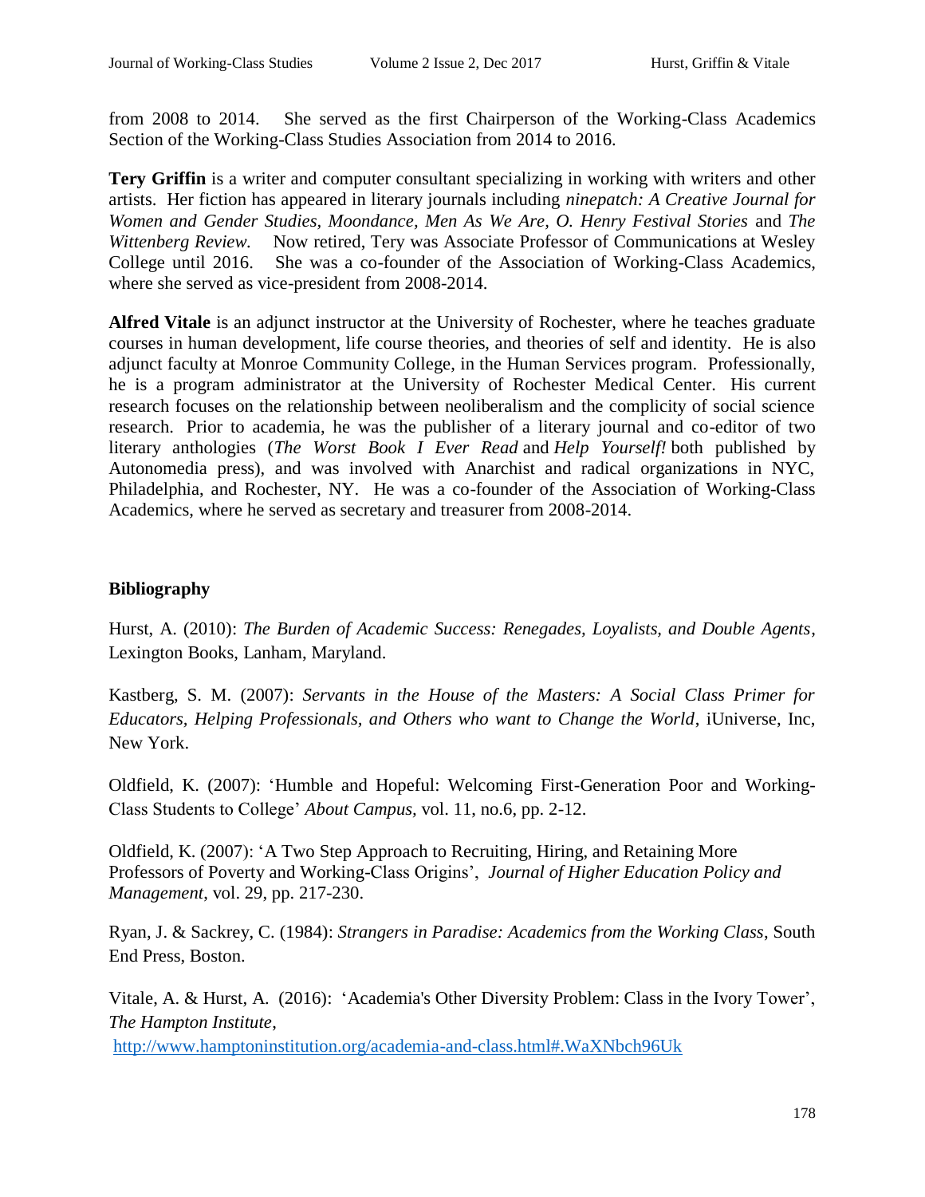from 2008 to 2014. She served as the first Chairperson of the Working-Class Academics Section of the Working-Class Studies Association from 2014 to 2016.

**Tery Griffin** is a writer and computer consultant specializing in working with writers and other artists. Her fiction has appeared in literary journals including *ninepatch: A Creative Journal for Women and Gender Studies, Moondance, Men As We Are, O. Henry Festival Stories* and *The Wittenberg Review.* Now retired, Tery was Associate Professor of Communications at Wesley College until 2016. She was a co-founder of the Association of Working-Class Academics, where she served as vice-president from 2008-2014.

**Alfred Vitale** is an adjunct instructor at the University of Rochester, where he teaches graduate courses in human development, life course theories, and theories of self and identity. He is also adjunct faculty at Monroe Community College, in the Human Services program. Professionally, he is a program administrator at the University of Rochester Medical Center. His current research focuses on the relationship between neoliberalism and the complicity of social science research. Prior to academia, he was the publisher of a literary journal and co-editor of two literary anthologies (*The Worst Book I Ever Read* and *Help Yourself!* both published by Autonomedia press), and was involved with Anarchist and radical organizations in NYC, Philadelphia, and Rochester, NY. He was a co-founder of the Association of Working-Class Academics, where he served as secretary and treasurer from 2008-2014.

## Bibliography

Hurst, A. (2010): *The Burden of Academic Success: Renegades, Loyalists, and Double Agents*, Lexington Books, Lanham, Maryland.

Kastberg, S. M. (2007): *Servants in the House of the Masters: A Social Class Primer for Educators, Helping Professionals, and Others who want to Change the World*, iUniverse, Inc, New York.

Oldfield, K. (2007): 'Humble and Hopeful: Welcoming First-Generation Poor and Working-Class Students to College' *About Campus,* vol. 11, no.6, pp. 2-12.

Oldfield, K. (2007): 'A Two Step Approach to Recruiting, Hiring, and Retaining More Professors of Poverty and Working-Class Origins', *Journal of Higher Education Policy and Management*, vol. 29, pp. 217-230.

Ryan, J. & Sackrey, C. (1984): *Strangers in Paradise: Academics from the Working Class*, South End Press, Boston.

Vitale, A. & Hurst, A. (2016): 'Academia's Other Diversity Problem: Class in the Ivory Tower', *The Hampton Institute*, http://www.hamptoninstitution.org/academia-and-class.html#.WaXNbch96Uk